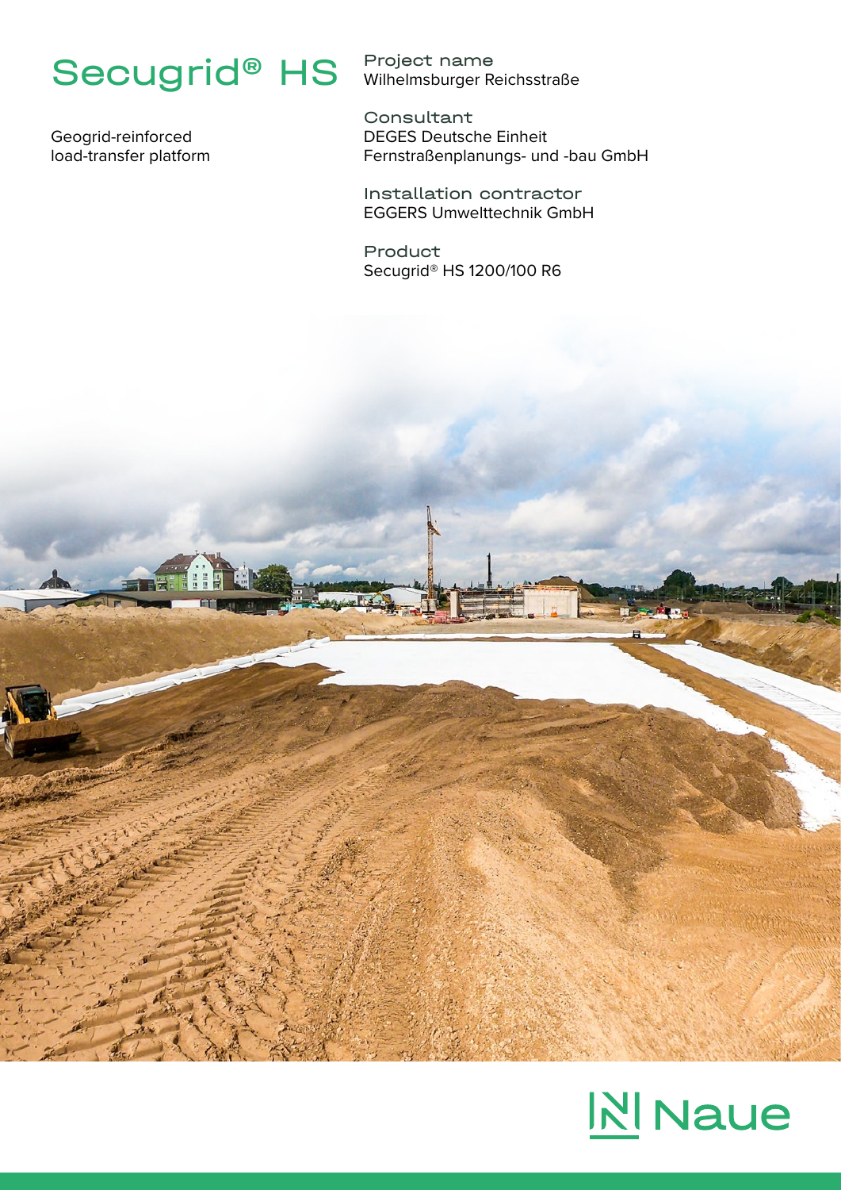# Secugrid® HS

Geogrid-reinforced load-transfer platform

**Project name**
Wilhelmsburger Reichsstraße

**Consultant**
DEGES Deutsche Einheit Fernstraßenplanungs- und -bau GmbH

**Installation contractor**
EGGERS Umwelttechnik GmbH

**Product**
Secugrid® HS 1200/100 R6

Naue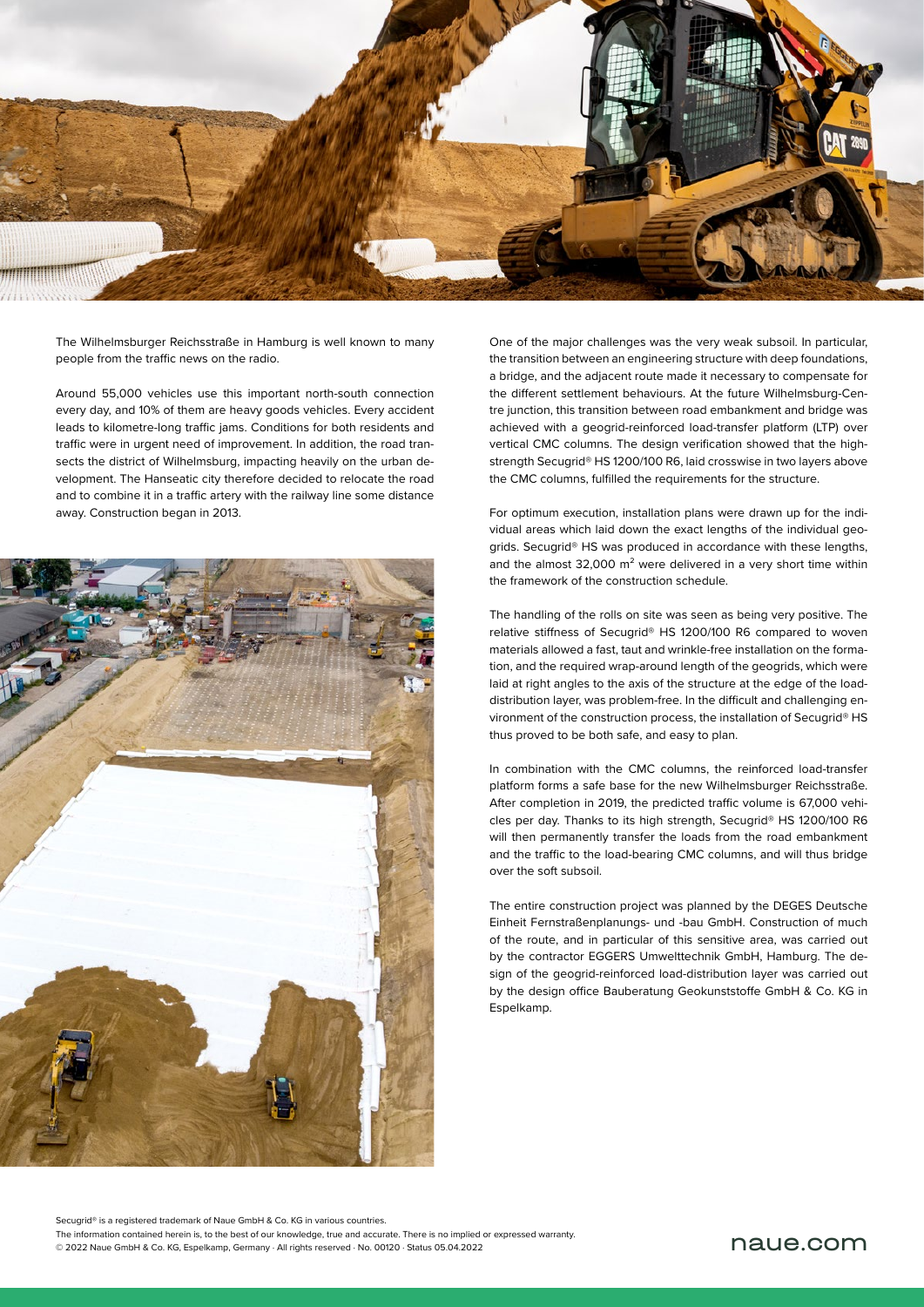The Wilhelmsburger Reichsstraße in Hamburg is well known to many people from the traffic news on the radio.

Around 55,000 vehicles use this important north-south connection every day, and 10% of them are heavy goods vehicles. Every accident leads to kilometre-long traffic jams. Conditions for both residents and traffic were in urgent need of improvement. In addition, the road transects the district of Wilhelmsburg, impacting heavily on the urban development. The Hanseatic city therefore decided to relocate the road and to combine it in a traffic artery with the railway line some distance away. Construction began in 2013.

One of the major challenges was the very weak subsoil. In particular, the transition between an engineering structure with deep foundations, a bridge, and the adjacent route made it necessary to compensate for the different settlement behaviours. At the future Wilhelmsburg-Centre junction, this transition between road embankment and bridge was achieved with a geogrid-reinforced load-transfer platform (LTP) over vertical CMC columns. The design verification showed that the high-strength Secugrid® HS 1200/100 R6, laid crosswise in two layers above the CMC columns, fulfilled the requirements for the structure.

For optimum execution, installation plans were drawn up for the individual areas which laid down the exact lengths of the individual geogrids. Secugrid® HS was produced in accordance with these lengths, and the almost 32,000 m² were delivered in a very short time within the framework of the construction schedule.

The handling of the rolls on site was seen as being very positive. The relative stiffness of Secugrid® HS 1200/100 R6 compared to woven materials allowed a fast, taut and wrinkle-free installation on the formation, and the required wrap-around length of the geogrids, which were laid at right angles to the axis of the structure at the edge of the load-distribution layer, was problem-free. In the difficult and challenging environment of the construction process, the installation of Secugrid® HS thus proved to be both safe, and easy to plan.

In combination with the CMC columns, the reinforced load-transfer platform forms a safe base for the new Wilhelmsburger Reichsstraße. After completion in 2019, the predicted traffic volume is 67,000 vehicles per day. Thanks to its high strength, Secugrid® HS 1200/100 R6 will then permanently transfer the loads from the road embankment and the traffic to the load-bearing CMC columns, and will thus bridge over the soft subsoil.

The entire construction project was planned by the DEGES Deutsche Einheit Fernstraßenplanungs- und -bau GmbH. Construction of much of the route, and in particular of this sensitive area, was carried out by the contractor EGGERS Umwelttechnik GmbH, Hamburg. The design of the geogrid-reinforced load-distribution layer was carried out by the design office Bauberatung Geokunststoffe GmbH & Co. KG in Espelkamp.

Secugrid® is a registered trademark of Naue GmbH & Co. KG in various countries.
The information contained herein is, to the best of our knowledge, true and accurate. There is no implied or expressed warranty.
© 2022 Naue GmbH & Co. KG, Espelkamp, Germany · All rights reserved · No. 00120 · Status 05.04.2022

naue.com